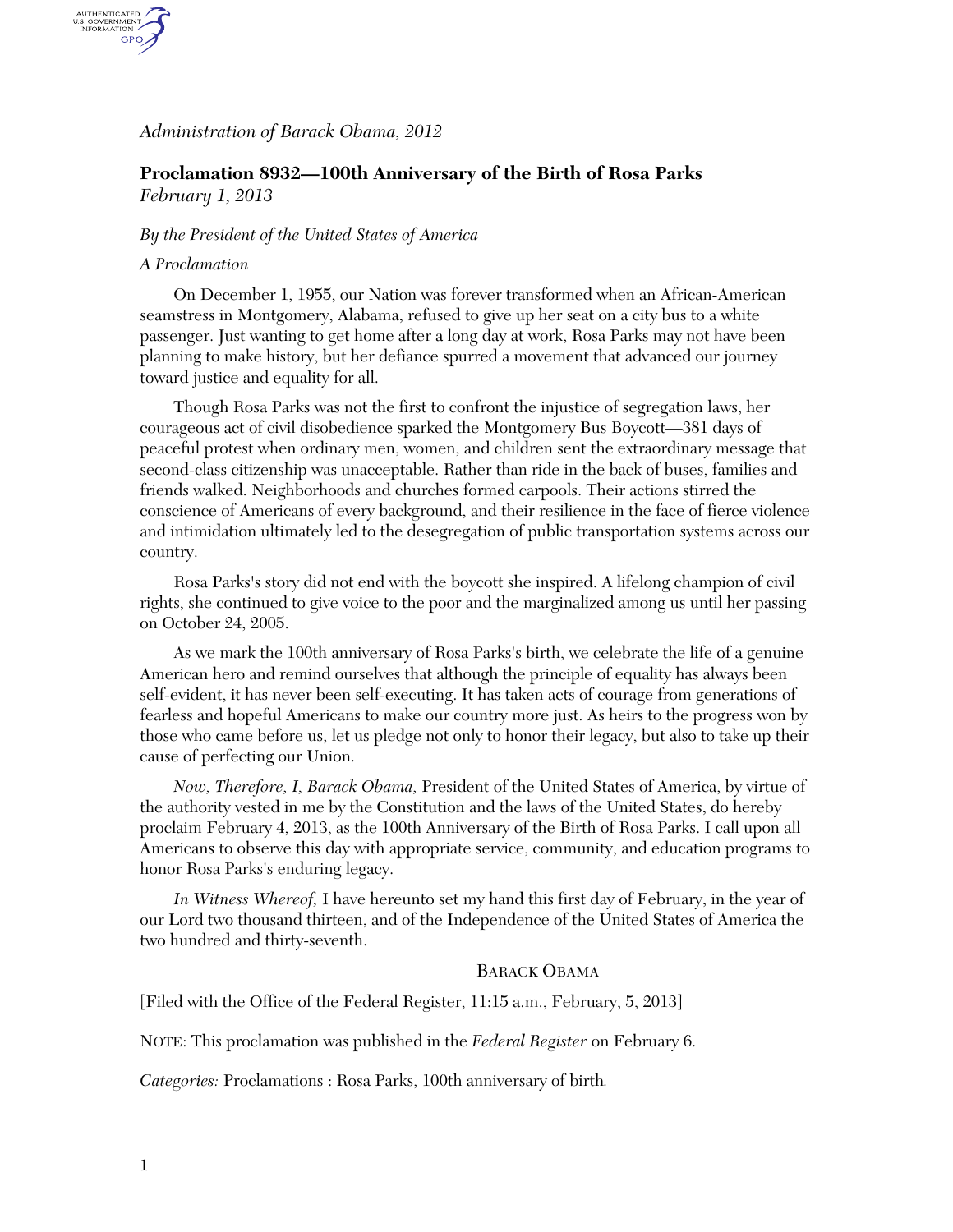*Administration of Barack Obama, 2012*

## Proclamation 8932—100th Anniversary of the Birth of Rosa Parks

*February 1, 2013*

*By the President of the United States of America*

*A Proclamation*

On December 1, 1955, our Nation was forever transformed when an African-American seamstress in Montgomery, Alabama, refused to give up her seat on a city bus to a white passenger. Just wanting to get home after a long day at work, Rosa Parks may not have been planning to make history, but her defiance spurred a movement that advanced our journey toward justice and equality for all.

Though Rosa Parks was not the first to confront the injustice of segregation laws, her courageous act of civil disobedience sparked the Montgomery Bus Boycott—381 days of peaceful protest when ordinary men, women, and children sent the extraordinary message that second-class citizenship was unacceptable. Rather than ride in the back of buses, families and friends walked. Neighborhoods and churches formed carpools. Their actions stirred the conscience of Americans of every background, and their resilience in the face of fierce violence and intimidation ultimately led to the desegregation of public transportation systems across our country.

Rosa Parks's story did not end with the boycott she inspired. A lifelong champion of civil rights, she continued to give voice to the poor and the marginalized among us until her passing on October 24, 2005.

As we mark the 100th anniversary of Rosa Parks's birth, we celebrate the life of a genuine American hero and remind ourselves that although the principle of equality has always been self-evident, it has never been self-executing. It has taken acts of courage from generations of fearless and hopeful Americans to make our country more just. As heirs to the progress won by those who came before us, let us pledge not only to honor their legacy, but also to take up their cause of perfecting our Union.

*Now, Therefore, I, Barack Obama,* President of the United States of America, by virtue of the authority vested in me by the Constitution and the laws of the United States, do hereby proclaim February 4, 2013, as the 100th Anniversary of the Birth of Rosa Parks. I call upon all Americans to observe this day with appropriate service, community, and education programs to honor Rosa Parks's enduring legacy.

*In Witness Whereof,* I have hereunto set my hand this first day of February, in the year of our Lord two thousand thirteen, and of the Independence of the United States of America the two hundred and thirty-seventh.

BARACK OBAMA

[Filed with the Office of the Federal Register, 11:15 a.m., February, 5, 2013]

NOTE: This proclamation was published in the *Federal Register* on February 6.

*Categories:* Proclamations : Rosa Parks, 100th anniversary of birth.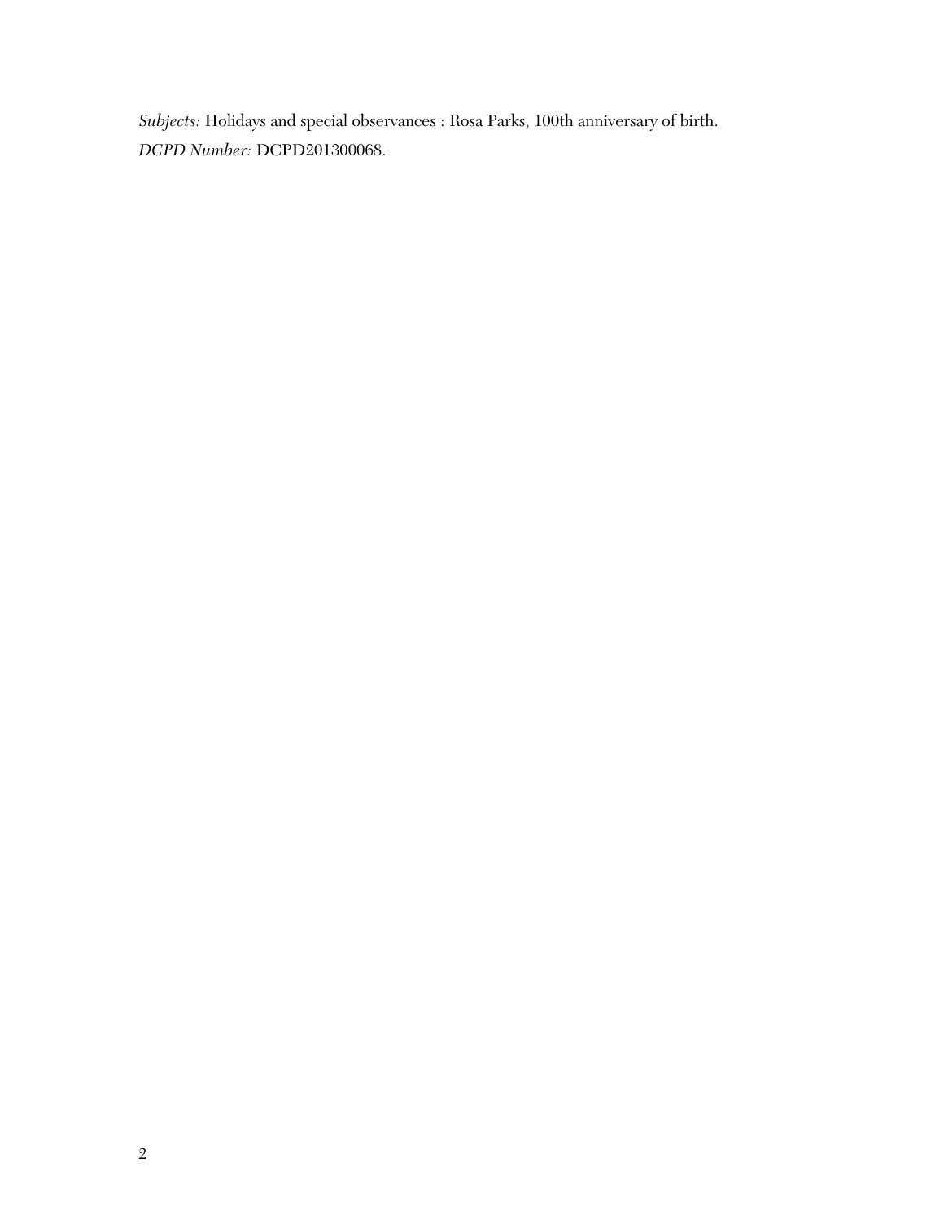*Subjects:* Holidays and special observances : Rosa Parks, 100th anniversary of birth.
*DCPD Number:* DCPD201300068.